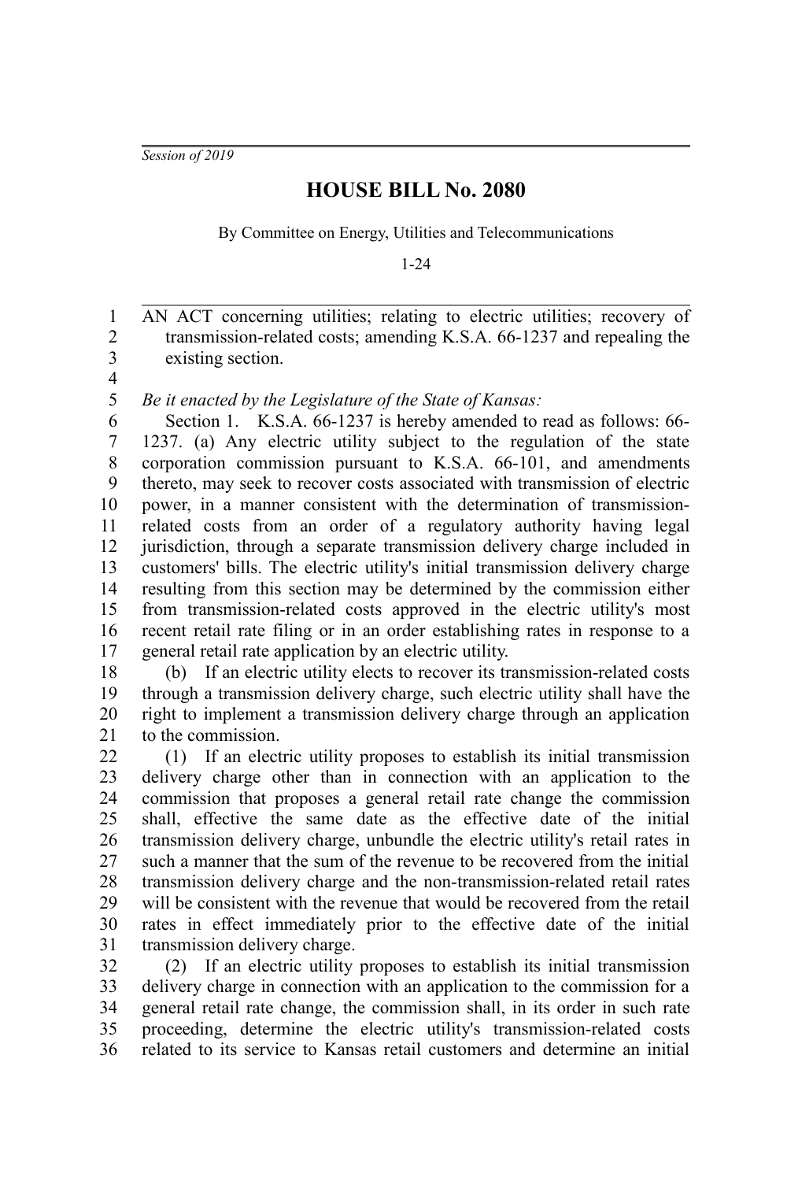*Session of 2019*

# HOUSE BILL No. 2080

By Committee on Energy, Utilities and Telecommunications

1-24

AN ACT concerning utilities; relating to electric utilities; recovery of transmission-related costs; amending K.S.A. 66-1237 and repealing the existing section.

*Be it enacted by the Legislature of the State of Kansas:*

Section 1. K.S.A. 66-1237 is hereby amended to read as follows: 66-1237. (a) Any electric utility subject to the regulation of the state corporation commission pursuant to K.S.A. 66-101, and amendments thereto, may seek to recover costs associated with transmission of electric power, in a manner consistent with the determination of transmission-related costs from an order of a regulatory authority having legal jurisdiction, through a separate transmission delivery charge included in customers' bills. The electric utility's initial transmission delivery charge resulting from this section may be determined by the commission either from transmission-related costs approved in the electric utility's most recent retail rate filing or in an order establishing rates in response to a general retail rate application by an electric utility.

(b) If an electric utility elects to recover its transmission-related costs through a transmission delivery charge, such electric utility shall have the right to implement a transmission delivery charge through an application to the commission.

(1) If an electric utility proposes to establish its initial transmission delivery charge other than in connection with an application to the commission that proposes a general retail rate change the commission shall, effective the same date as the effective date of the initial transmission delivery charge, unbundle the electric utility's retail rates in such a manner that the sum of the revenue to be recovered from the initial transmission delivery charge and the non-transmission-related retail rates will be consistent with the revenue that would be recovered from the retail rates in effect immediately prior to the effective date of the initial transmission delivery charge.

(2) If an electric utility proposes to establish its initial transmission delivery charge in connection with an application to the commission for a general retail rate change, the commission shall, in its order in such rate proceeding, determine the electric utility's transmission-related costs related to its service to Kansas retail customers and determine an initial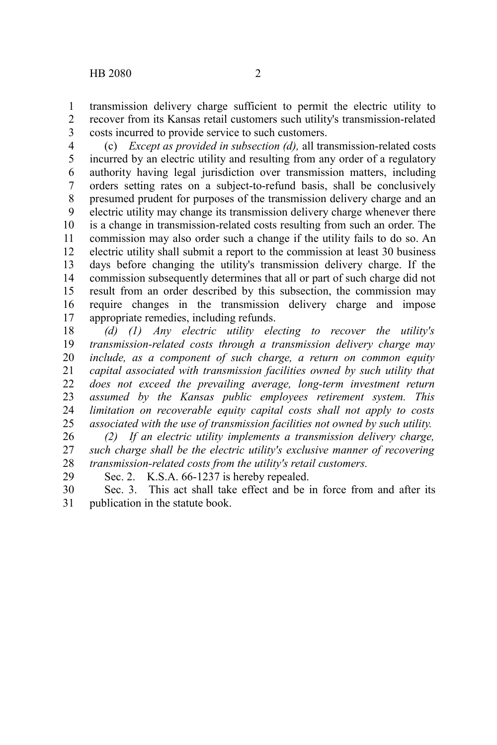transmission delivery charge sufficient to permit the electric utility to recover from its Kansas retail customers such utility's transmission-related costs incurred to provide service to such customers.

(c) *Except as provided in subsection (d),* all transmission-related costs incurred by an electric utility and resulting from any order of a regulatory authority having legal jurisdiction over transmission matters, including orders setting rates on a subject-to-refund basis, shall be conclusively presumed prudent for purposes of the transmission delivery charge and an electric utility may change its transmission delivery charge whenever there is a change in transmission-related costs resulting from such an order. The commission may also order such a change if the utility fails to do so. An electric utility shall submit a report to the commission at least 30 business days before changing the utility's transmission delivery charge. If the commission subsequently determines that all or part of such charge did not result from an order described by this subsection, the commission may require changes in the transmission delivery charge and impose appropriate remedies, including refunds.

*(d) (1) Any electric utility electing to recover the utility's transmission-related costs through a transmission delivery charge may include, as a component of such charge, a return on common equity capital associated with transmission facilities owned by such utility that does not exceed the prevailing average, long-term investment return assumed by the Kansas public employees retirement system. This limitation on recoverable equity capital costs shall not apply to costs associated with the use of transmission facilities not owned by such utility.*

*(2) If an electric utility implements a transmission delivery charge, such charge shall be the electric utility's exclusive manner of recovering transmission-related costs from the utility's retail customers.*

Sec. 2. K.S.A. 66-1237 is hereby repealed.

Sec. 3. This act shall take effect and be in force from and after its publication in the statute book.